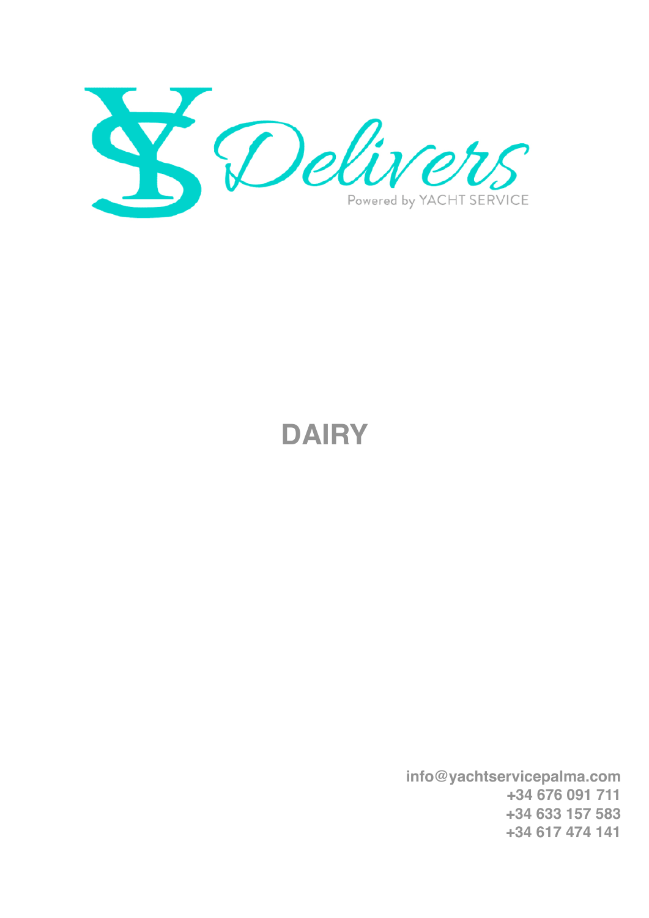YS Delivers

Powered by YACHT SERVICE

# DAIRY

info@yachtservicepalma.com
+34 676 091 711
+34 633 157 583
+34 617 474 141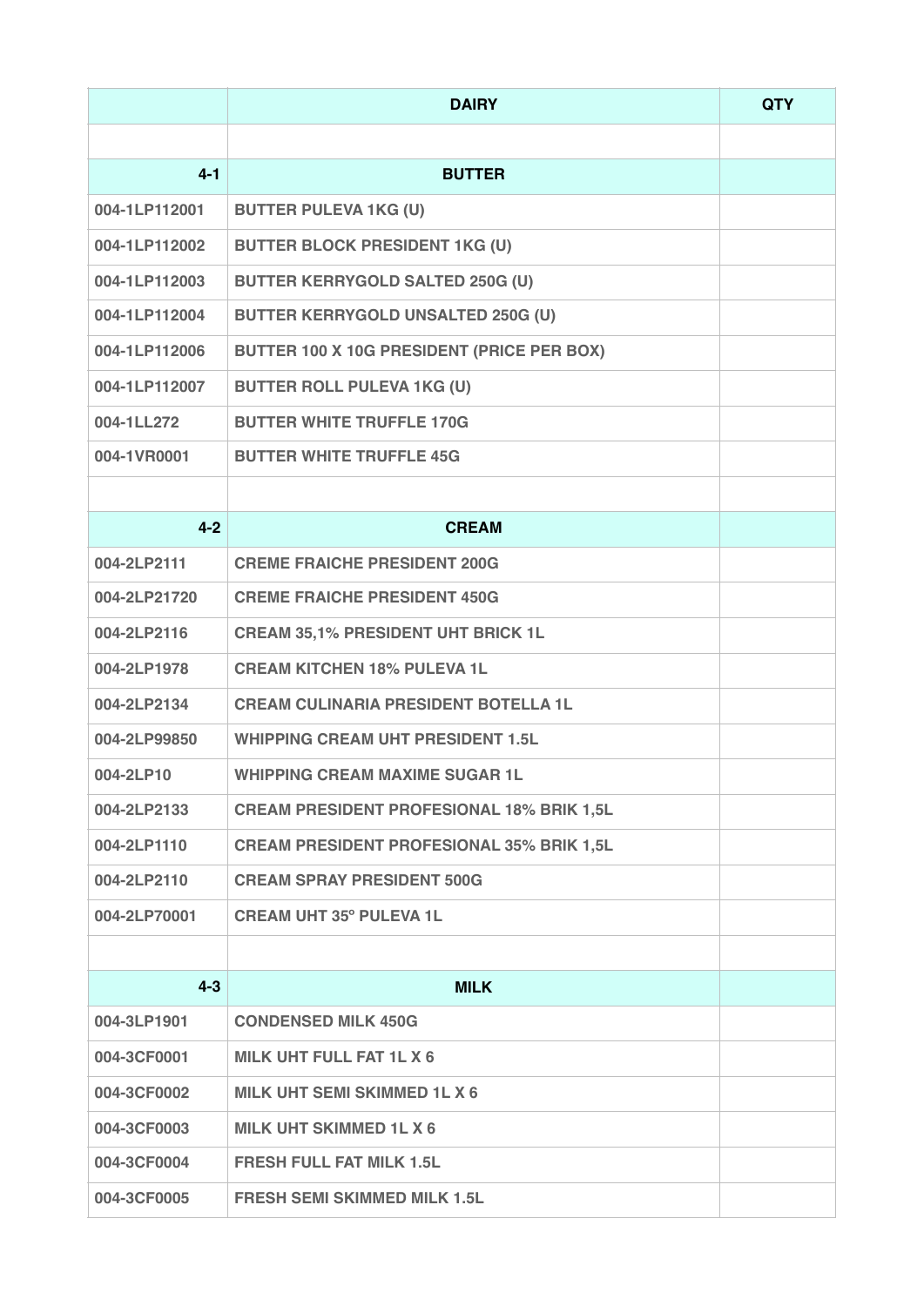|  | DAIRY | QTY |
|---|---|---|
|  |  |  |
| 4-1 | BUTTER |  |
| 004-1LP112001 | BUTTER PULEVA 1KG (U) |  |
| 004-1LP112002 | BUTTER BLOCK PRESIDENT 1KG (U) |  |
| 004-1LP112003 | BUTTER KERRYGOLD SALTED 250G (U) |  |
| 004-1LP112004 | BUTTER KERRYGOLD UNSALTED 250G (U) |  |
| 004-1LP112006 | BUTTER 100 X 10G PRESIDENT (PRICE PER BOX) |  |
| 004-1LP112007 | BUTTER ROLL PULEVA 1KG (U) |  |
| 004-1LL272 | BUTTER WHITE TRUFFLE 170G |  |
| 004-1VR0001 | BUTTER WHITE TRUFFLE 45G |  |
|  |  |  |
| 4-2 | CREAM |  |
| 004-2LP2111 | CREME FRAICHE PRESIDENT 200G |  |
| 004-2LP21720 | CREME FRAICHE PRESIDENT 450G |  |
| 004-2LP2116 | CREAM 35,1% PRESIDENT UHT BRICK 1L |  |
| 004-2LP1978 | CREAM KITCHEN 18% PULEVA 1L |  |
| 004-2LP2134 | CREAM CULINARIA PRESIDENT BOTELLA 1L |  |
| 004-2LP99850 | WHIPPING CREAM UHT PRESIDENT 1.5L |  |
| 004-2LP10 | WHIPPING CREAM MAXIME SUGAR 1L |  |
| 004-2LP2133 | CREAM PRESIDENT PROFESIONAL 18% BRIK 1,5L |  |
| 004-2LP1110 | CREAM PRESIDENT PROFESIONAL 35% BRIK 1,5L |  |
| 004-2LP2110 | CREAM SPRAY PRESIDENT 500G |  |
| 004-2LP70001 | CREAM UHT 35º PULEVA 1L |  |
|  |  |  |
| 4-3 | MILK |  |
| 004-3LP1901 | CONDENSED MILK 450G |  |
| 004-3CF0001 | MILK UHT FULL FAT 1L X 6 |  |
| 004-3CF0002 | MILK UHT SEMI SKIMMED 1L X 6 |  |
| 004-3CF0003 | MILK UHT SKIMMED 1L X 6 |  |
| 004-3CF0004 | FRESH FULL FAT MILK 1.5L |  |
| 004-3CF0005 | FRESH SEMI SKIMMED MILK 1.5L |  |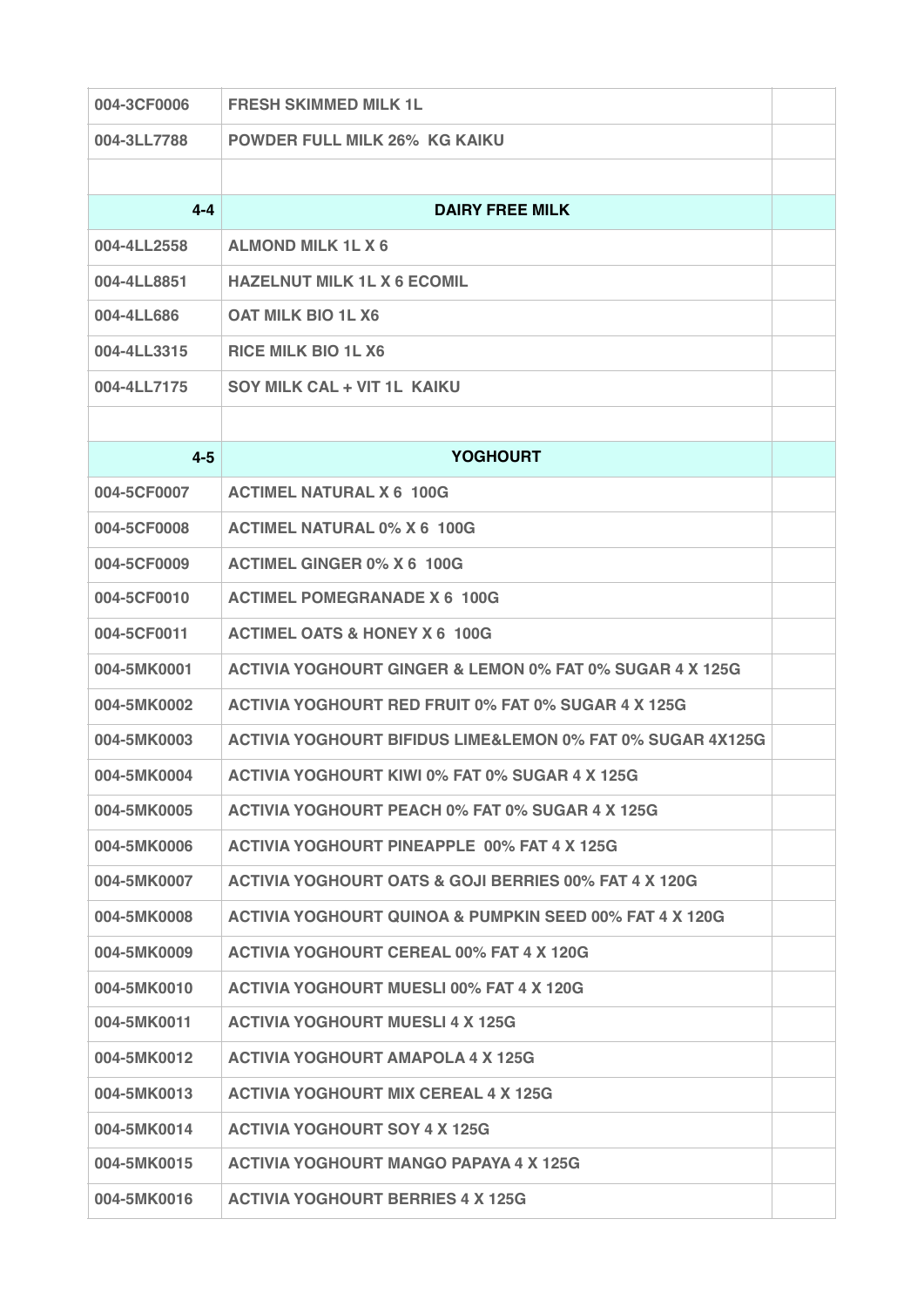| | | |
|---|---|---|
| 004-3CF0006 | FRESH SKIMMED MILK 1L | |
| 004-3LL7788 | POWDER FULL MILK 26%  KG KAIKU | |
| | | |
| **4-4** | **DAIRY FREE MILK** | |
| 004-4LL2558 | ALMOND MILK 1L X 6 | |
| 004-4LL8851 | HAZELNUT MILK 1L X 6 ECOMIL | |
| 004-4LL686 | OAT MILK BIO 1L X6 | |
| 004-4LL3315 | RICE MILK BIO 1L X6 | |
| 004-4LL7175 | SOY MILK CAL + VIT 1L  KAIKU | |
| | | |
| **4-5** | **YOGHOURT** | |
| 004-5CF0007 | ACTIMEL NATURAL X 6  100G | |
| 004-5CF0008 | ACTIMEL NATURAL 0% X 6  100G | |
| 004-5CF0009 | ACTIMEL GINGER 0% X 6  100G | |
| 004-5CF0010 | ACTIMEL POMEGRANADE X 6  100G | |
| 004-5CF0011 | ACTIMEL OATS & HONEY X 6  100G | |
| 004-5MK0001 | ACTIVIA YOGHOURT GINGER & LEMON 0% FAT 0% SUGAR 4 X 125G | |
| 004-5MK0002 | ACTIVIA YOGHOURT RED FRUIT 0% FAT 0% SUGAR 4 X 125G | |
| 004-5MK0003 | ACTIVIA YOGHOURT BIFIDUS LIME&LEMON 0% FAT 0% SUGAR 4X125G | |
| 004-5MK0004 | ACTIVIA YOGHOURT KIWI 0% FAT 0% SUGAR 4 X 125G | |
| 004-5MK0005 | ACTIVIA YOGHOURT PEACH 0% FAT 0% SUGAR 4 X 125G | |
| 004-5MK0006 | ACTIVIA YOGHOURT PINEAPPLE  00% FAT 4 X 125G | |
| 004-5MK0007 | ACTIVIA YOGHOURT OATS & GOJI BERRIES 00% FAT 4 X 120G | |
| 004-5MK0008 | ACTIVIA YOGHOURT QUINOA & PUMPKIN SEED 00% FAT 4 X 120G | |
| 004-5MK0009 | ACTIVIA YOGHOURT CEREAL 00% FAT 4 X 120G | |
| 004-5MK0010 | ACTIVIA YOGHOURT MUESLI 00% FAT 4 X 120G | |
| 004-5MK0011 | ACTIVIA YOGHOURT MUESLI 4 X 125G | |
| 004-5MK0012 | ACTIVIA YOGHOURT AMAPOLA 4 X 125G | |
| 004-5MK0013 | ACTIVIA YOGHOURT MIX CEREAL 4 X 125G | |
| 004-5MK0014 | ACTIVIA YOGHOURT SOY 4 X 125G | |
| 004-5MK0015 | ACTIVIA YOGHOURT MANGO PAPAYA 4 X 125G | |
| 004-5MK0016 | ACTIVIA YOGHOURT BERRIES 4 X 125G | |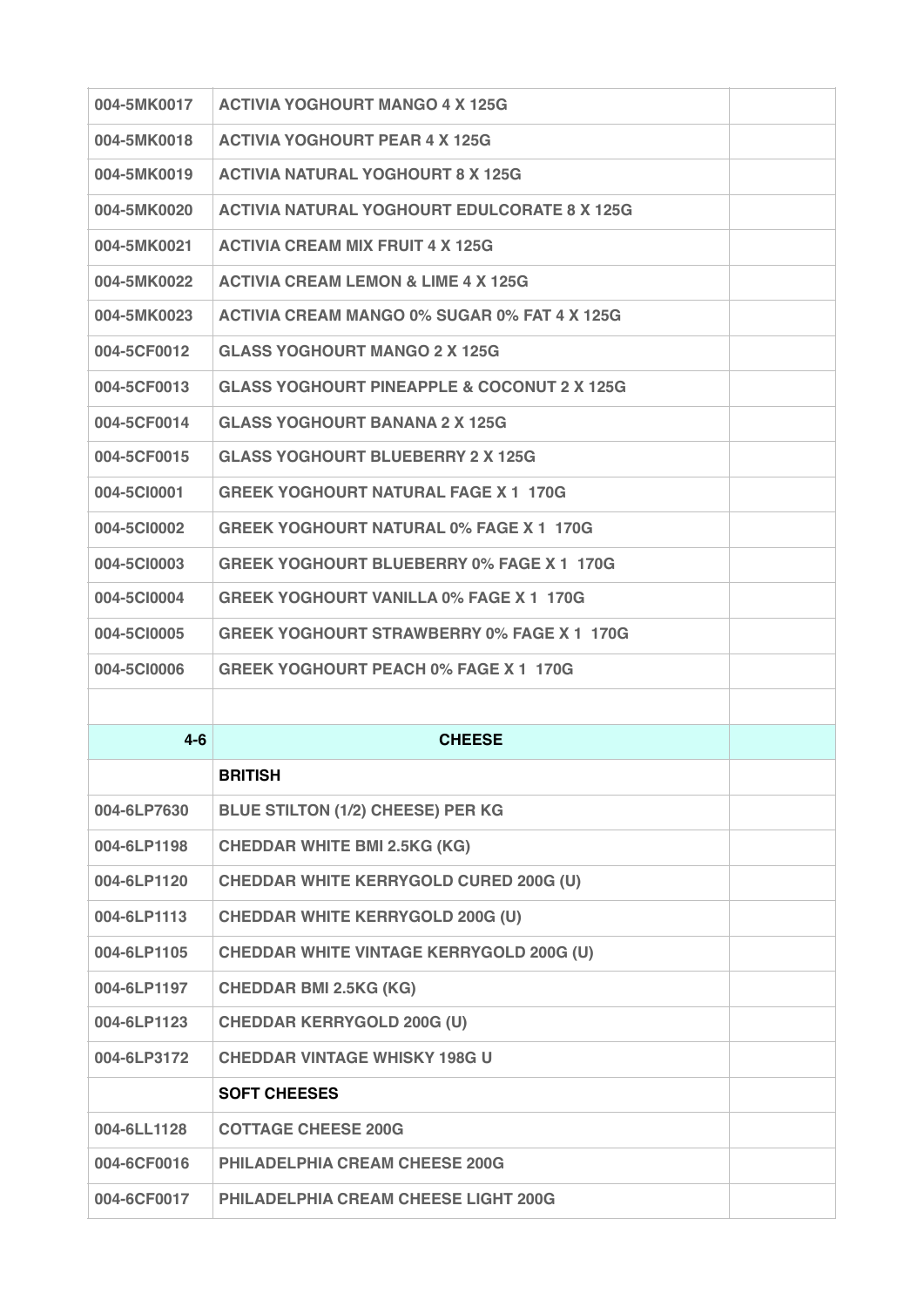| | | |
|---|---|---|
| 004-5MK0017 | ACTIVIA YOGHOURT MANGO 4 X 125G | |
| 004-5MK0018 | ACTIVIA YOGHOURT PEAR 4 X 125G | |
| 004-5MK0019 | ACTIVIA NATURAL YOGHOURT 8 X 125G | |
| 004-5MK0020 | ACTIVIA NATURAL YOGHOURT EDULCORATE 8 X 125G | |
| 004-5MK0021 | ACTIVIA CREAM MIX FRUIT 4 X 125G | |
| 004-5MK0022 | ACTIVIA CREAM LEMON & LIME 4 X 125G | |
| 004-5MK0023 | ACTIVIA CREAM MANGO 0% SUGAR 0% FAT 4 X 125G | |
| 004-5CF0012 | GLASS YOGHOURT MANGO 2 X 125G | |
| 004-5CF0013 | GLASS YOGHOURT PINEAPPLE & COCONUT 2 X 125G | |
| 004-5CF0014 | GLASS YOGHOURT BANANA 2 X 125G | |
| 004-5CF0015 | GLASS YOGHOURT BLUEBERRY 2 X 125G | |
| 004-5CI0001 | GREEK YOGHOURT NATURAL FAGE X 1 170G | |
| 004-5CI0002 | GREEK YOGHOURT NATURAL 0% FAGE X 1 170G | |
| 004-5CI0003 | GREEK YOGHOURT BLUEBERRY 0% FAGE X 1 170G | |
| 004-5CI0004 | GREEK YOGHOURT VANILLA 0% FAGE X 1 170G | |
| 004-5CI0005 | GREEK YOGHOURT STRAWBERRY 0% FAGE X 1 170G | |
| 004-5CI0006 | GREEK YOGHOURT PEACH 0% FAGE X 1 170G | |
| | | |
| **4-6** | **CHEESE** | |
| | **BRITISH** | |
| 004-6LP7630 | BLUE STILTON (1/2) CHEESE) PER KG | |
| 004-6LP1198 | CHEDDAR WHITE BMI 2.5KG (KG) | |
| 004-6LP1120 | CHEDDAR WHITE KERRYGOLD CURED 200G (U) | |
| 004-6LP1113 | CHEDDAR WHITE KERRYGOLD 200G (U) | |
| 004-6LP1105 | CHEDDAR WHITE VINTAGE KERRYGOLD 200G (U) | |
| 004-6LP1197 | CHEDDAR BMI 2.5KG (KG) | |
| 004-6LP1123 | CHEDDAR KERRYGOLD 200G (U) | |
| 004-6LP3172 | CHEDDAR VINTAGE WHISKY 198G U | |
| | **SOFT CHEESES** | |
| 004-6LL1128 | COTTAGE CHEESE 200G | |
| 004-6CF0016 | PHILADELPHIA CREAM CHEESE 200G | |
| 004-6CF0017 | PHILADELPHIA CREAM CHEESE LIGHT 200G | |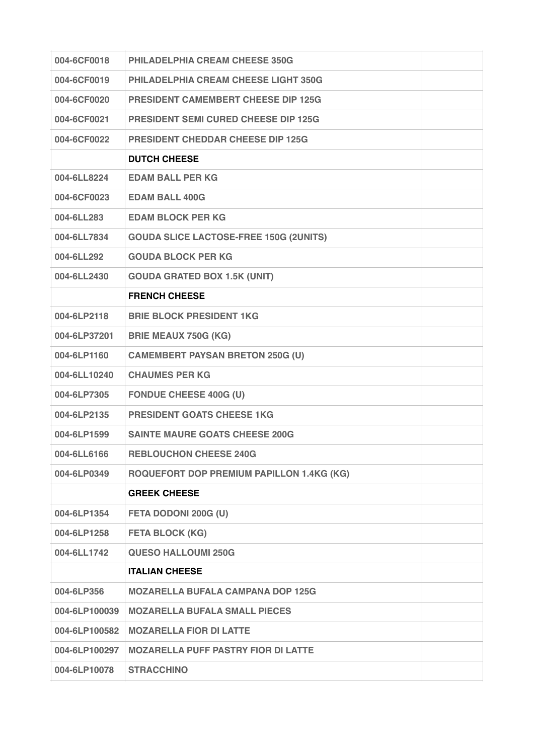| | | |
|---|---|---|
| 004-6CF0018 | PHILADELPHIA CREAM CHEESE 350G | |
| 004-6CF0019 | PHILADELPHIA CREAM CHEESE LIGHT 350G | |
| 004-6CF0020 | PRESIDENT CAMEMBERT CHEESE DIP 125G | |
| 004-6CF0021 | PRESIDENT SEMI CURED CHEESE DIP 125G | |
| 004-6CF0022 | PRESIDENT CHEDDAR CHEESE DIP 125G | |
| | **DUTCH CHEESE** | |
| 004-6LL8224 | EDAM BALL PER KG | |
| 004-6CF0023 | EDAM BALL 400G | |
| 004-6LL283 | EDAM BLOCK PER KG | |
| 004-6LL7834 | GOUDA SLICE LACTOSE-FREE 150G (2UNITS) | |
| 004-6LL292 | GOUDA BLOCK PER KG | |
| 004-6LL2430 | GOUDA GRATED BOX 1.5K (UNIT) | |
| | **FRENCH CHEESE** | |
| 004-6LP2118 | BRIE BLOCK PRESIDENT 1KG | |
| 004-6LP37201 | BRIE MEAUX 750G (KG) | |
| 004-6LP1160 | CAMEMBERT PAYSAN BRETON 250G (U) | |
| 004-6LL10240 | CHAUMES PER KG | |
| 004-6LP7305 | FONDUE CHEESE 400G (U) | |
| 004-6LP2135 | PRESIDENT GOATS CHEESE 1KG | |
| 004-6LP1599 | SAINTE MAURE GOATS CHEESE 200G | |
| 004-6LL6166 | REBLOUCHON CHEESE 240G | |
| 004-6LP0349 | ROQUEFORT DOP PREMIUM PAPILLON 1.4KG (KG) | |
| | **GREEK CHEESE** | |
| 004-6LP1354 | FETA DODONI 200G (U) | |
| 004-6LP1258 | FETA BLOCK (KG) | |
| 004-6LL1742 | QUESO HALLOUMI 250G | |
| | **ITALIAN CHEESE** | |
| 004-6LP356 | MOZARELLA BUFALA CAMPANA DOP 125G | |
| 004-6LP100039 | MOZARELLA BUFALA SMALL PIECES | |
| 004-6LP100582 | MOZARELLA FIOR DI LATTE | |
| 004-6LP100297 | MOZARELLA PUFF PASTRY FIOR DI LATTE | |
| 004-6LP10078 | STRACCHINO | |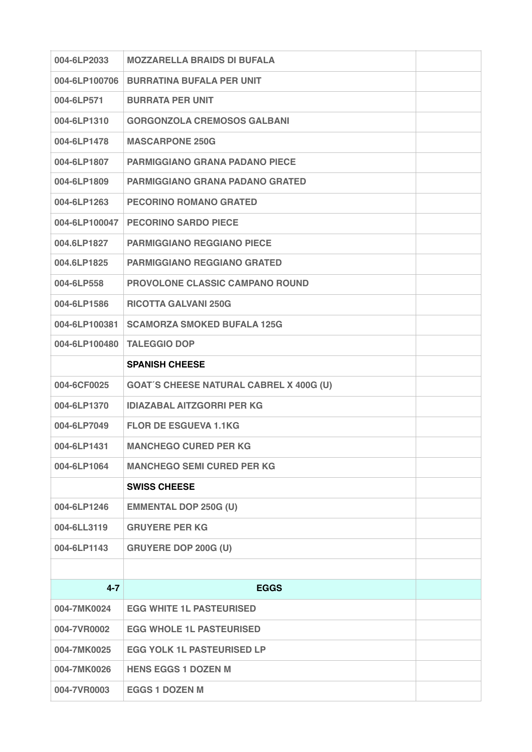| | | |
|---|---|---|
| 004-6LP2033 | MOZZARELLA BRAIDS DI BUFALA | |
| 004-6LP100706 | BURRATINA BUFALA PER UNIT | |
| 004-6LP571 | BURRATA PER UNIT | |
| 004-6LP1310 | GORGONZOLA CREMOSOS GALBANI | |
| 004-6LP1478 | MASCARPONE 250G | |
| 004-6LP1807 | PARMIGGIANO GRANA PADANO PIECE | |
| 004-6LP1809 | PARMIGGIANO GRANA PADANO GRATED | |
| 004-6LP1263 | PECORINO ROMANO GRATED | |
| 004-6LP100047 | PECORINO SARDO PIECE | |
| 004.6LP1827 | PARMIGGIANO REGGIANO PIECE | |
| 004.6LP1825 | PARMIGGIANO REGGIANO GRATED | |
| 004-6LP558 | PROVOLONE CLASSIC CAMPANO ROUND | |
| 004-6LP1586 | RICOTTA GALVANI 250G | |
| 004-6LP100381 | SCAMORZA SMOKED BUFALA 125G | |
| 004-6LP100480 | TALEGGIO DOP | |
| | **SPANISH CHEESE** | |
| 004-6CF0025 | GOAT´S CHEESE NATURAL CABREL X 400G (U) | |
| 004-6LP1370 | IDIAZABAL AITZGORRI PER KG | |
| 004-6LP7049 | FLOR DE ESGUEVA 1.1KG | |
| 004-6LP1431 | MANCHEGO CURED PER KG | |
| 004-6LP1064 | MANCHEGO SEMI CURED PER KG | |
| | **SWISS CHEESE** | |
| 004-6LP1246 | EMMENTAL DOP 250G (U) | |
| 004-6LL3119 | GRUYERE PER KG | |
| 004-6LP1143 | GRUYERE DOP 200G (U) | |
| | | |
| **4-7** | **EGGS** | |
| 004-7MK0024 | EGG WHITE 1L PASTEURISED | |
| 004-7VR0002 | EGG WHOLE 1L PASTEURISED | |
| 004-7MK0025 | EGG YOLK 1L PASTEURISED LP | |
| 004-7MK0026 | HENS EGGS 1 DOZEN M | |
| 004-7VR0003 | EGGS 1 DOZEN M | |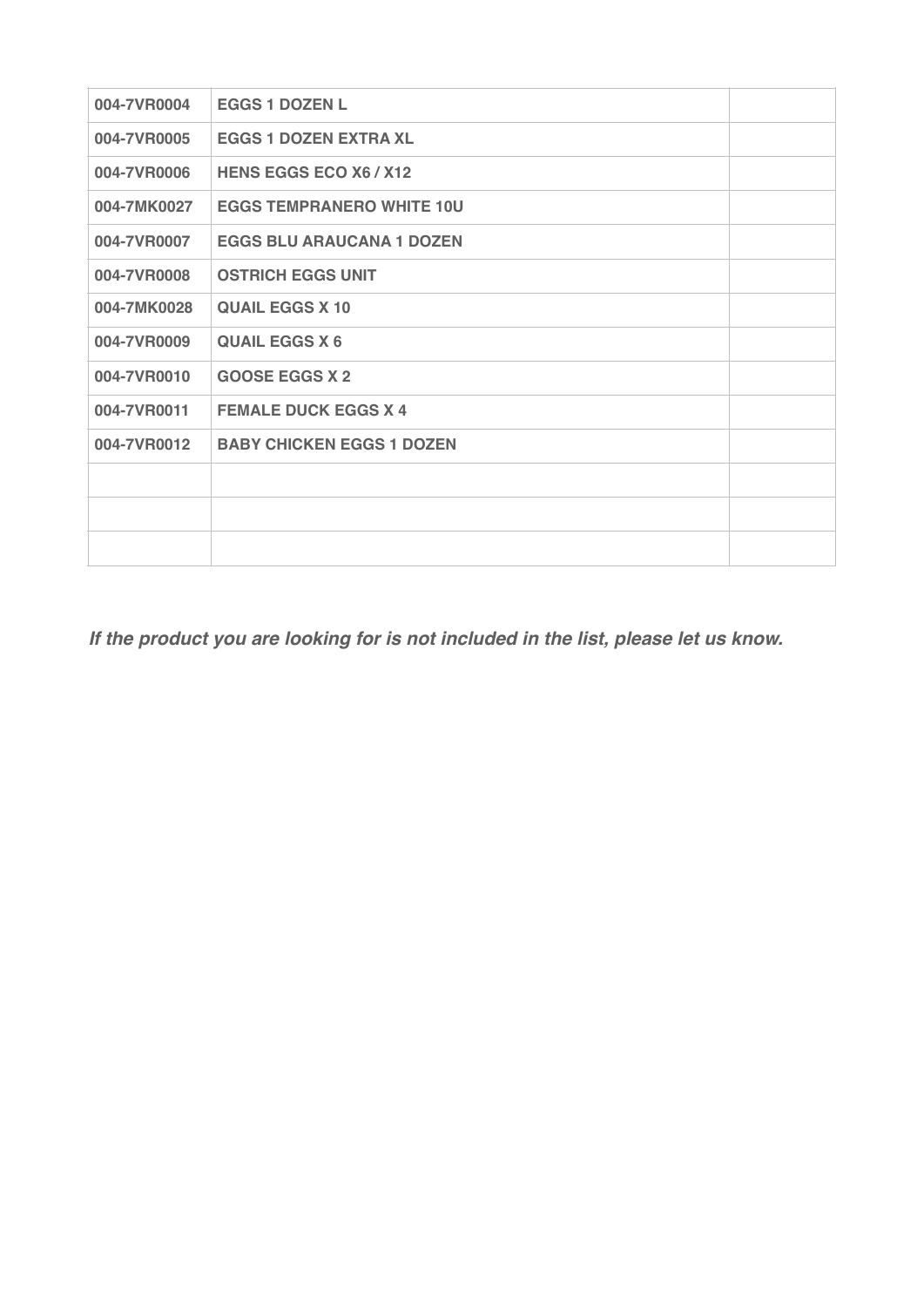| | | |
|---|---|---|
| 004-7VR0004 | **EGGS 1 DOZEN L** | |
| 004-7VR0005 | **EGGS 1 DOZEN EXTRA XL** | |
| 004-7VR0006 | **HENS EGGS ECO X6 / X12** | |
| 004-7MK0027 | **EGGS TEMPRANERO WHITE 10U** | |
| 004-7VR0007 | **EGGS BLU ARAUCANA 1 DOZEN** | |
| 004-7VR0008 | **OSTRICH EGGS UNIT** | |
| 004-7MK0028 | **QUAIL EGGS X 10** | |
| 004-7VR0009 | **QUAIL EGGS X 6** | |
| 004-7VR0010 | **GOOSE EGGS X 2** | |
| 004-7VR0011 | **FEMALE DUCK EGGS X 4** | |
| 004-7VR0012 | **BABY CHICKEN EGGS 1 DOZEN** | |
| | | |
| | | |
| | | |

***If the product you are looking for is not included in the list, please let us know.***